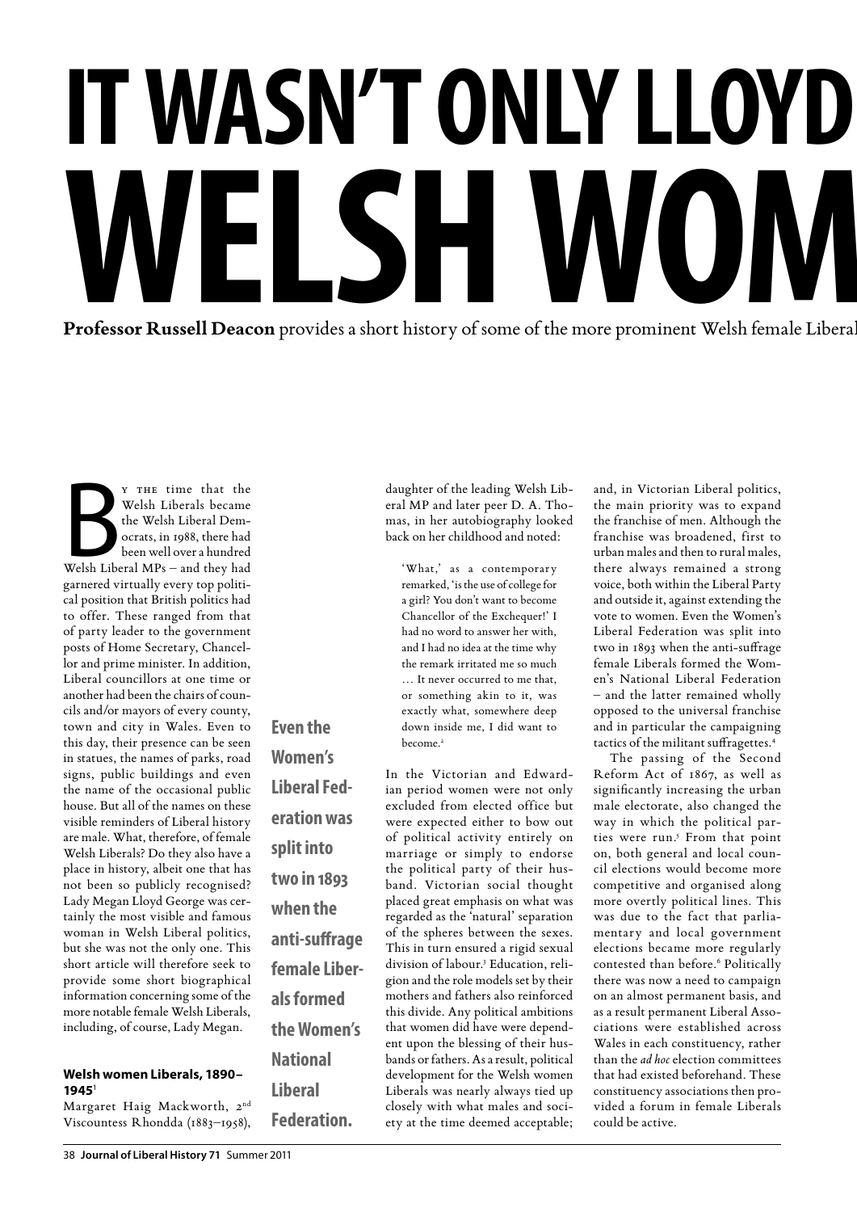# IT WASN'T ONLY LLOYD
# WELSH WOM

**Professor Russell Deacon** provides a short history of some of the more prominent Welsh female Liberal

By the time that the Welsh Liberals became the Welsh Liberal Democrats, in 1988, there had been well over a hundred Welsh Liberal MPs – and they had garnered virtually every top political position that British politics had to offer. These ranged from that of party leader to the government posts of Home Secretary, Chancellor and prime minister. In addition, Liberal councillors at one time or another had been the chairs of councils and/or mayors of every county, town and city in Wales. Even to this day, their presence can be seen in statues, the names of parks, road signs, public buildings and even the name of the occasional public house. But all of the names on these visible reminders of Liberal history are male. What, therefore, of female Welsh Liberals? Do they also have a place in history, albeit one that has not been so publicly recognised? Lady Megan Lloyd George was certainly the most visible and famous woman in Welsh Liberal politics, but she was not the only one. This short article will therefore seek to provide some short biographical information concerning some of the more notable female Welsh Liberals, including, of course, Lady Megan.

#### Welsh women Liberals, 1890–1945[1]

Margaret Haig Mackworth, 2nd Viscountess Rhondda (1883–1958), daughter of the leading Welsh Liberal MP and later peer D. A. Thomas, in her autobiography looked back on her childhood and noted:

> 'What,' as a contemporary remarked, 'is the use of college for a girl? You don't want to become Chancellor of the Exchequer!' I had no word to answer her with, and I had no idea at the time why the remark irritated me so much … It never occurred to me that, or something akin to it, was exactly what, somewhere deep down inside me, I did want to become.[2]

In the Victorian and Edwardian period women were not only excluded from elected office but were expected either to bow out of political activity entirely on marriage or simply to endorse the political party of their husband. Victorian social thought placed great emphasis on what was regarded as the 'natural' separation of the spheres between the sexes. This in turn ensured a rigid sexual division of labour.[3] Education, religion and the role models set by their mothers and fathers also reinforced this divide. Any political ambitions that women did have were dependent upon the blessing of their husbands or fathers. As a result, political development for the Welsh women Liberals was nearly always tied up closely with what males and society at the time deemed acceptable; and, in Victorian Liberal politics, the main priority was to expand the franchise of men. Although the franchise was broadened, first to urban males and then to rural males, there always remained a strong voice, both within the Liberal Party and outside it, against extending the vote to women. Even the Women's Liberal Federation was split into two in 1893 when the anti-suffrage female Liberals formed the Women's National Liberal Federation – and the latter remained wholly opposed to the universal franchise and in particular the campaigning tactics of the militant suffragettes.[4]

**Even the Women's Liberal Federation was split into two in 1893 when the anti-suffrage female Liberals formed the Women's National Liberal Federation.**

The passing of the Second Reform Act of 1867, as well as significantly increasing the urban male electorate, also changed the way in which the political parties were run.[5] From that point on, both general and local council elections would become more competitive and organised along more overtly political lines. This was due to the fact that parliamentary and local government elections became more regularly contested than before.[6] Politically there was now a need to campaign on an almost permanent basis, and as a result permanent Liberal Associations were established across Wales in each constituency, rather than the *ad hoc* election committees that had existed beforehand. These constituency associations then provided a forum in female Liberals could be active.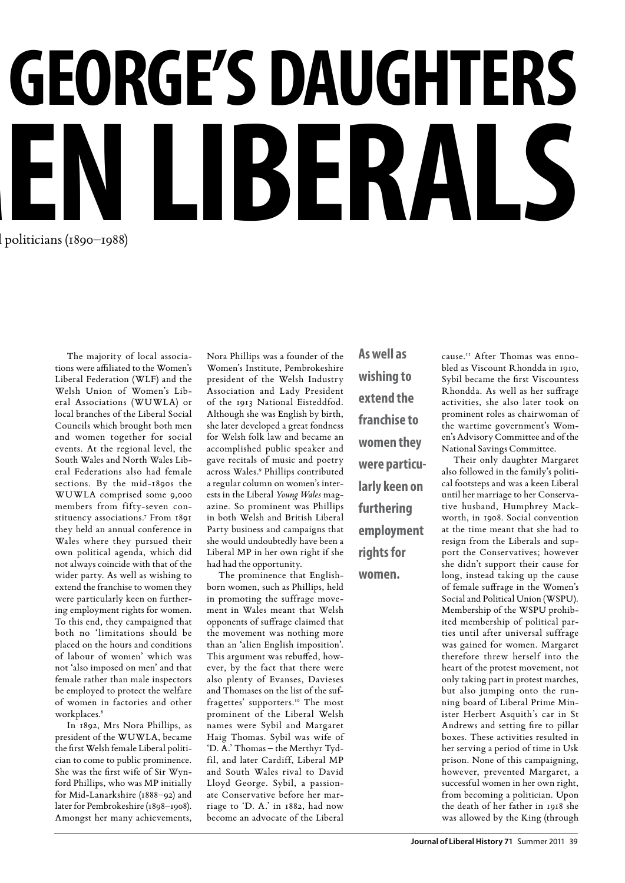# GEORGE'S DAUGHTERS

# EN LIBERALS

l politicians (1890–1988)

The majority of local associations were affiliated to the Women's Liberal Federation (WLF) and the Welsh Union of Women's Liberal Associations (WUWLA) or local branches of the Liberal Social Councils which brought both men and women together for social events. At the regional level, the South Wales and North Wales Liberal Federations also had female sections. By the mid-1890s the WUWLA comprised some 9,000 members from fifty-seven constituency associations.[7] From 1891 they held an annual conference in Wales where they pursued their own political agenda, which did not always coincide with that of the wider party. As well as wishing to extend the franchise to women they were particularly keen on furthering employment rights for women. To this end, they campaigned that both no 'limitations should be placed on the hours and conditions of labour of women' which was not 'also imposed on men' and that female rather than male inspectors be employed to protect the welfare of women in factories and other workplaces.[8]

In 1892, Mrs Nora Phillips, as president of the WUWLA, became the first Welsh female Liberal politician to come to public prominence. She was the first wife of Sir Wynford Phillips, who was MP initially for Mid-Lanarkshire (1888–92) and later for Pembrokeshire (1898–1908). Amongst her many achievements, Nora Phillips was a founder of the Women's Institute, Pembrokeshire president of the Welsh Industry Association and Lady President of the 1913 National Eisteddfod. Although she was English by birth, she later developed a great fondness for Welsh folk law and became an accomplished public speaker and gave recitals of music and poetry across Wales.[9] Phillips contributed a regular column on women's interests in the Liberal *Young Wales* magazine. So prominent was Phillips in both Welsh and British Liberal Party business and campaigns that she would undoubtedly have been a Liberal MP in her own right if she had had the opportunity.

The prominence that English-born women, such as Phillips, held in promoting the suffrage movement in Wales meant that Welsh opponents of suffrage claimed that the movement was nothing more than an 'alien English imposition'. This argument was rebuffed, however, by the fact that there were also plenty of Evanses, Davieses and Thomases on the list of the suffragettes' supporters.[10] The most prominent of the Liberal Welsh names were Sybil and Margaret Haig Thomas. Sybil was wife of 'D. A.' Thomas – the Merthyr Tydfil, and later Cardiff, Liberal MP and South Wales rival to David Lloyd George. Sybil, a passionate Conservative before her marriage to 'D. A.' in 1882, had now become an advocate of the Liberal cause.[11] After Thomas was ennobled as Viscount Rhondda in 1910, Sybil became the first Viscountess Rhondda. As well as her suffrage activities, she also later took on prominent roles as chairwoman of the wartime government's Women's Advisory Committee and of the National Savings Committee.

**As well as wishing to extend the franchise to women they were particularly keen on furthering employment rights for women.**

Their only daughter Margaret also followed in the family's political footsteps and was a keen Liberal until her marriage to her Conservative husband, Humphrey Mackworth, in 1908. Social convention at the time meant that she had to resign from the Liberals and support the Conservatives; however she didn't support their cause for long, instead taking up the cause of female suffrage in the Women's Social and Political Union (WSPU). Membership of the WSPU prohibited membership of political parties until after universal suffrage was gained for women. Margaret therefore threw herself into the heart of the protest movement, not only taking part in protest marches, but also jumping onto the running board of Liberal Prime Minister Herbert Asquith's car in St Andrews and setting fire to pillar boxes. These activities resulted in her serving a period of time in Usk prison. None of this campaigning, however, prevented Margaret, a successful women in her own right, from becoming a politician. Upon the death of her father in 1918 she was allowed by the King (through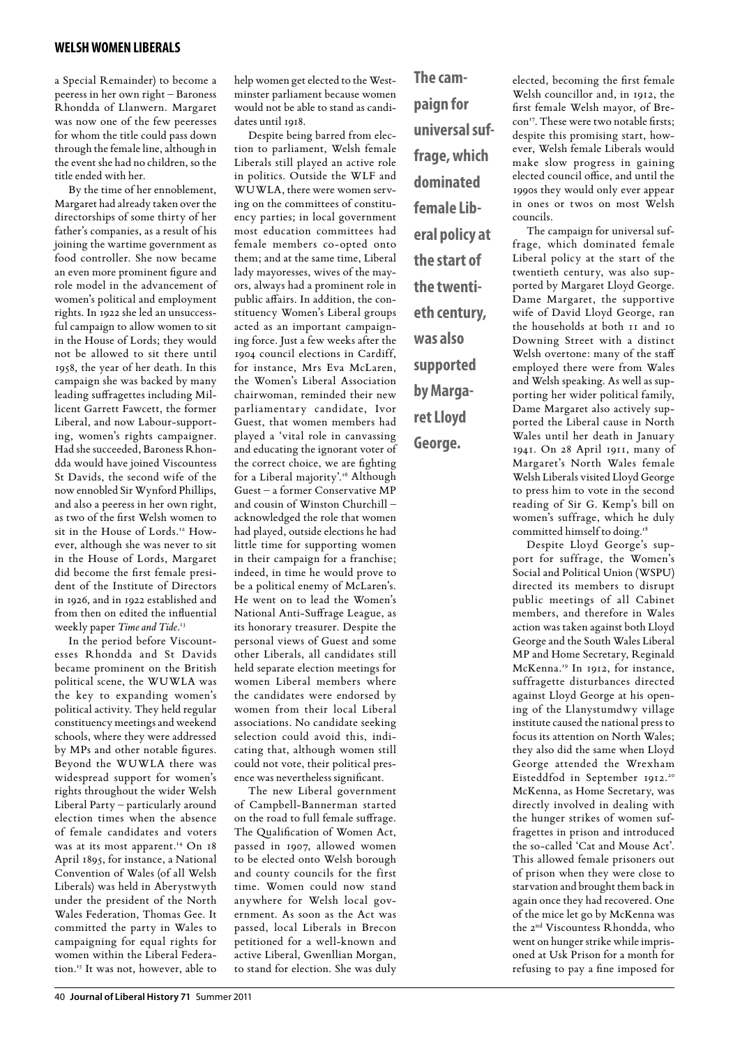a Special Remainder) to become a peeress in her own right – Baroness Rhondda of Llanwern. Margaret was now one of the few peeresses for whom the title could pass down through the female line, although in the event she had no children, so the title ended with her.

By the time of her ennoblement, Margaret had already taken over the directorships of some thirty of her father's companies, as a result of his joining the wartime government as food controller. She now became an even more prominent figure and role model in the advancement of women's political and employment rights. In 1922 she led an unsuccessful campaign to allow women to sit in the House of Lords; they would not be allowed to sit there until 1958, the year of her death. In this campaign she was backed by many leading suffragettes including Millicent Garrett Fawcett, the former Liberal, and now Labour-supporting, women's rights campaigner. Had she succeeded, Baroness Rhondda would have joined Viscountess St Davids, the second wife of the now ennobled Sir Wynford Phillips, and also a peeress in her own right, as two of the first Welsh women to sit in the House of Lords.[12] However, although she was never to sit in the House of Lords, Margaret did become the first female president of the Institute of Directors in 1926, and in 1922 established and from then on edited the influential weekly paper *Time and Tide*.[13]

In the period before Viscountesses Rhondda and St Davids became prominent on the British political scene, the WUWLA was the key to expanding women's political activity. They held regular constituency meetings and weekend schools, where they were addressed by MPs and other notable figures. Beyond the WUWLA there was widespread support for women's rights throughout the wider Welsh Liberal Party – particularly around election times when the absence of female candidates and voters was at its most apparent.[14] On 18 April 1895, for instance, a National Convention of Wales (of all Welsh Liberals) was held in Aberystwyth under the president of the North Wales Federation, Thomas Gee. It committed the party in Wales to campaigning for equal rights for women within the Liberal Federation.[15] It was not, however, able to help women get elected to the Westminster parliament because women would not be able to stand as candidates until 1918.

Despite being barred from election to parliament, Welsh female Liberals still played an active role in politics. Outside the WLF and WUWLA, there were women serving on the committees of constituency parties; in local government most education committees had female members co-opted onto them; and at the same time, Liberal lady mayoresses, wives of the mayors, always had a prominent role in public affairs. In addition, the constituency Women's Liberal groups acted as an important campaigning force. Just a few weeks after the 1904 council elections in Cardiff, for instance, Mrs Eva McLaren, the Women's Liberal Association chairwoman, reminded their new parliamentary candidate, Ivor Guest, that women members had played a 'vital role in canvassing and educating the ignorant voter of the correct choice, we are fighting for a Liberal majority'.[16] Although Guest – a former Conservative MP and cousin of Winston Churchill – acknowledged the role that women had played, outside elections he had little time for supporting women in their campaign for a franchise; indeed, in time he would prove to be a political enemy of McLaren's. He went on to lead the Women's National Anti-Suffrage League, as its honorary treasurer. Despite the personal views of Guest and some other Liberals, all candidates still held separate election meetings for women Liberal members where the candidates were endorsed by women from their local Liberal associations. No candidate seeking selection could avoid this, indicating that, although women still could not vote, their political presence was nevertheless significant.

The new Liberal government of Campbell-Bannerman started on the road to full female suffrage. The Qualification of Women Act, passed in 1907, allowed women to be elected onto Welsh borough and county councils for the first time. Women could now stand anywhere for Welsh local government. As soon as the Act was passed, local Liberals in Brecon petitioned for a well-known and active Liberal, Gwenllian Morgan, to stand for election. She was duly elected, becoming the first female Welsh councillor and, in 1912, the first female Welsh mayor, of Brecon[17]. These were two notable firsts; despite this promising start, however, Welsh female Liberals would make slow progress in gaining elected council office, and until the 1990s they would only ever appear in ones or twos on most Welsh councils.

**The campaign for universal suffrage, which dominated female Liberal policy at the start of the twentieth century, was also supported by Margaret Lloyd George.**

The campaign for universal suffrage, which dominated female Liberal policy at the start of the twentieth century, was also supported by Margaret Lloyd George. Dame Margaret, the supportive wife of David Lloyd George, ran the households at both 11 and 10 Downing Street with a distinct Welsh overtone: many of the staff employed there were from Wales and Welsh speaking. As well as supporting her wider political family, Dame Margaret also actively supported the Liberal cause in North Wales until her death in January 1941. On 28 April 1911, many of Margaret's North Wales female Welsh Liberals visited Lloyd George to press him to vote in the second reading of Sir G. Kemp's bill on women's suffrage, which he duly committed himself to doing.[18]

Despite Lloyd George's support for suffrage, the Women's Social and Political Union (WSPU) directed its members to disrupt public meetings of all Cabinet members, and therefore in Wales action was taken against both Lloyd George and the South Wales Liberal MP and Home Secretary, Reginald McKenna.[19] In 1912, for instance, suffragette disturbances directed against Lloyd George at his opening of the Llanystumdwy village institute caused the national press to focus its attention on North Wales; they also did the same when Lloyd George attended the Wrexham Eisteddfod in September 1912.[20] McKenna, as Home Secretary, was directly involved in dealing with the hunger strikes of women suffragettes in prison and introduced the so-called 'Cat and Mouse Act'. This allowed female prisoners out of prison when they were close to starvation and brought them back in again once they had recovered. One of the mice let go by McKenna was the 2nd Viscountess Rhondda, who went on hunger strike while imprisoned at Usk Prison for a month for refusing to pay a fine imposed for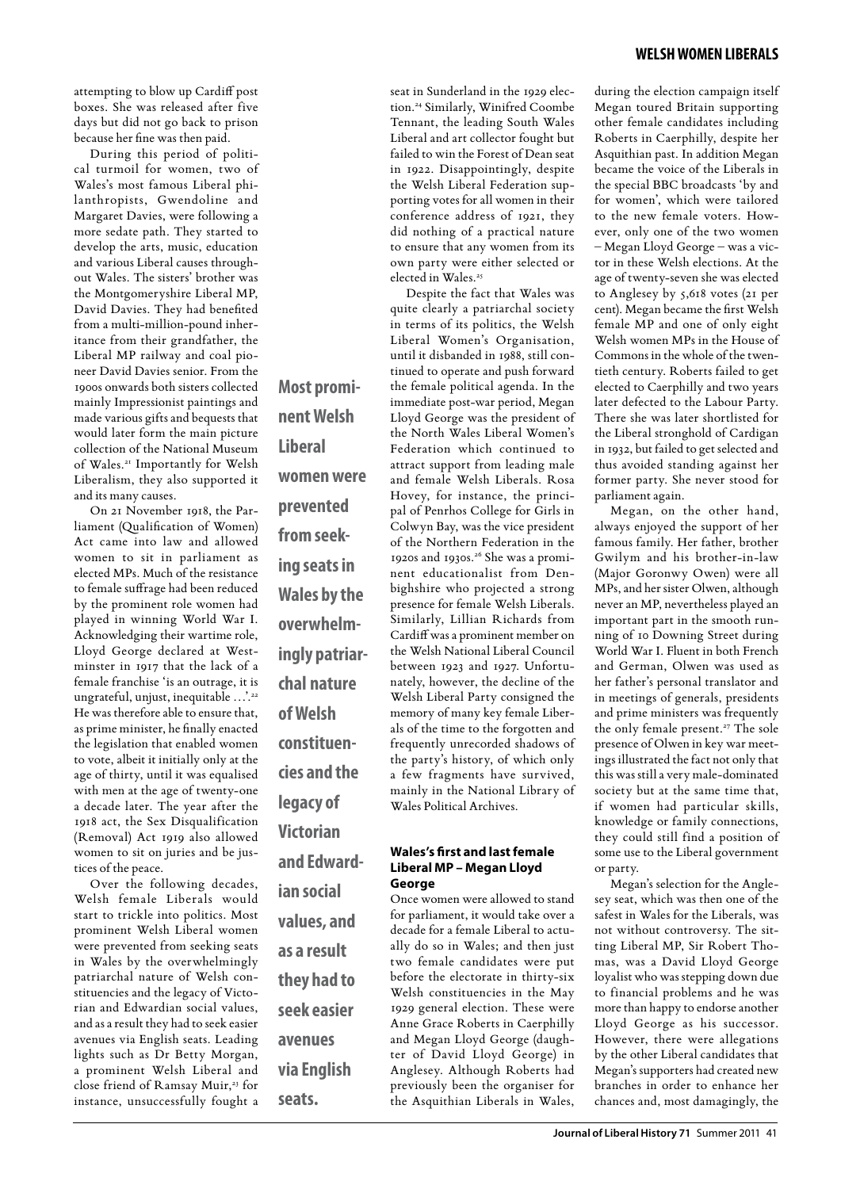attempting to blow up Cardiff post boxes. She was released after five days but did not go back to prison because her fine was then paid.

During this period of political turmoil for women, two of Wales's most famous Liberal philanthropists, Gwendoline and Margaret Davies, were following a more sedate path. They started to develop the arts, music, education and various Liberal causes throughout Wales. The sisters' brother was the Montgomeryshire Liberal MP, David Davies. They had benefited from a multi-million-pound inheritance from their grandfather, the Liberal MP railway and coal pioneer David Davies senior. From the 1900s onwards both sisters collected mainly Impressionist paintings and made various gifts and bequests that would later form the main picture collection of the National Museum of Wales.[21] Importantly for Welsh Liberalism, they also supported it and its many causes.

On 21 November 1918, the Parliament (Qualification of Women) Act came into law and allowed women to sit in parliament as elected MPs. Much of the resistance to female suffrage had been reduced by the prominent role women had played in winning World War I. Acknowledging their wartime role, Lloyd George declared at Westminster in 1917 that the lack of a female franchise 'is an outrage, it is ungrateful, unjust, inequitable …'.[22] He was therefore able to ensure that, as prime minister, he finally enacted the legislation that enabled women to vote, albeit it initially only at the age of thirty, until it was equalised with men at the age of twenty-one a decade later. The year after the 1918 act, the Sex Disqualification (Removal) Act 1919 also allowed women to sit on juries and be justices of the peace.

Over the following decades, Welsh female Liberals would start to trickle into politics. Most prominent Welsh Liberal women were prevented from seeking seats in Wales by the overwhelmingly patriarchal nature of Welsh constituencies and the legacy of Victorian and Edwardian social values, and as a result they had to seek easier avenues via English seats. Leading lights such as Dr Betty Morgan, a prominent Welsh Liberal and close friend of Ramsay Muir,[23] for instance, unsuccessfully fought a seat in Sunderland in the 1929 election.[24] Similarly, Winifred Coombe Tennant, the leading South Wales Liberal and art collector fought but failed to win the Forest of Dean seat in 1922. Disappointingly, despite the Welsh Liberal Federation supporting votes for all women in their conference address of 1921, they did nothing of a practical nature to ensure that any women from its own party were either selected or elected in Wales.[25]

**Most prominent Welsh Liberal women were prevented from seeking seats in Wales by the overwhelmingly patriarchal nature of Welsh constituencies and the legacy of Victorian and Edwardian social values, and as a result they had to seek easier avenues via English seats.**

Despite the fact that Wales was quite clearly a patriarchal society in terms of its politics, the Welsh Liberal Women's Organisation, until it disbanded in 1988, still continued to operate and push forward the female political agenda. In the immediate post-war period, Megan Lloyd George was the president of the North Wales Liberal Women's Federation which continued to attract support from leading male and female Welsh Liberals. Rosa Hovey, for instance, the principal of Penrhos College for Girls in Colwyn Bay, was the vice president of the Northern Federation in the 1920s and 1930s.[26] She was a prominent educationalist from Denbighshire who projected a strong presence for female Welsh Liberals. Similarly, Lillian Richards from Cardiff was a prominent member on the Welsh National Liberal Council between 1923 and 1927. Unfortunately, however, the decline of the Welsh Liberal Party consigned the memory of many key female Liberals of the time to the forgotten and frequently unrecorded shadows of the party's history, of which only a few fragments have survived, mainly in the National Library of Wales Political Archives.

### Wales's first and last female Liberal MP – Megan Lloyd George

Once women were allowed to stand for parliament, it would take over a decade for a female Liberal to actually do so in Wales; and then just two female candidates were put before the electorate in thirty-six Welsh constituencies in the May 1929 general election. These were Anne Grace Roberts in Caerphilly and Megan Lloyd George (daughter of David Lloyd George) in Anglesey. Although Roberts had previously been the organiser for the Asquithian Liberals in Wales, during the election campaign itself Megan toured Britain supporting other female candidates including Roberts in Caerphilly, despite her Asquithian past. In addition Megan became the voice of the Liberals in the special BBC broadcasts 'by and for women', which were tailored to the new female voters. However, only one of the two women – Megan Lloyd George – was a victor in these Welsh elections. At the age of twenty-seven she was elected to Anglesey by 5,618 votes (21 per cent). Megan became the first Welsh female MP and one of only eight Welsh women MPs in the House of Commons in the whole of the twentieth century. Roberts failed to get elected to Caerphilly and two years later defected to the Labour Party. There she was later shortlisted for the Liberal stronghold of Cardigan in 1932, but failed to get selected and thus avoided standing against her former party. She never stood for parliament again.

Megan, on the other hand, always enjoyed the support of her famous family. Her father, brother Gwilym and his brother-in-law (Major Goronwy Owen) were all MPs, and her sister Olwen, although never an MP, nevertheless played an important part in the smooth running of 10 Downing Street during World War I. Fluent in both French and German, Olwen was used as her father's personal translator and in meetings of generals, presidents and prime ministers was frequently the only female present.[27] The sole presence of Olwen in key war meetings illustrated the fact not only that this was still a very male-dominated society but at the same time that, if women had particular skills, knowledge or family connections, they could still find a position of some use to the Liberal government or party.

Megan's selection for the Anglesey seat, which was then one of the safest in Wales for the Liberals, was not without controversy. The sitting Liberal MP, Sir Robert Thomas, was a David Lloyd George loyalist who was stepping down due to financial problems and he was more than happy to endorse another Lloyd George as his successor. However, there were allegations by the other Liberal candidates that Megan's supporters had created new branches in order to enhance her chances and, most damagingly, the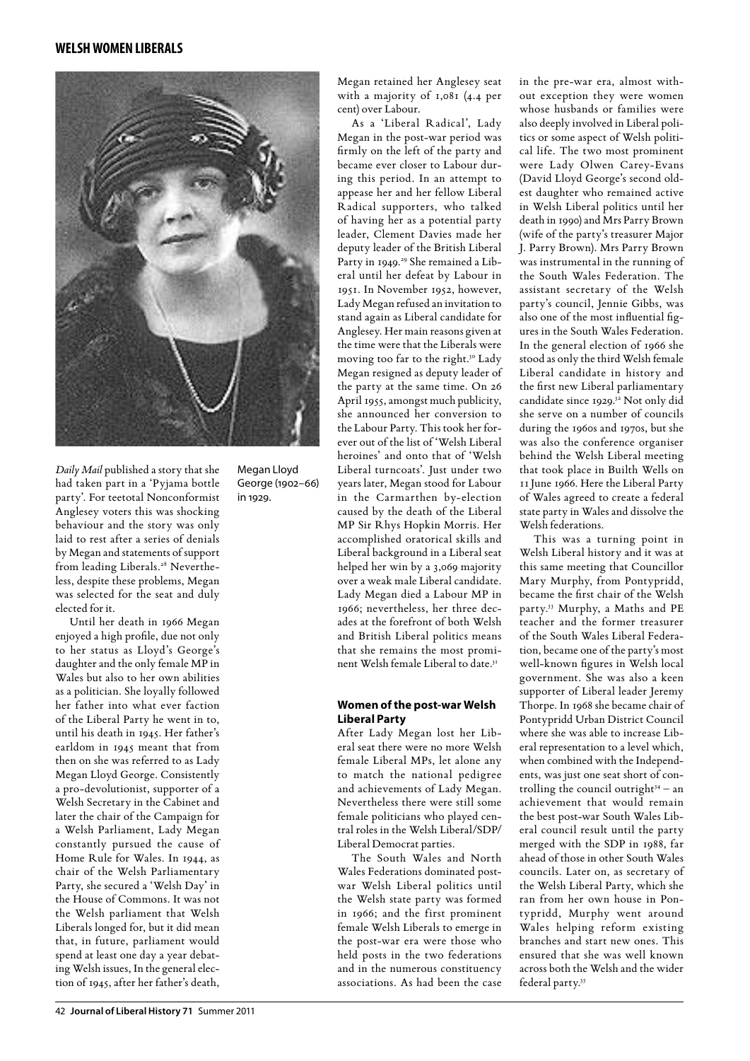*Daily Mail* published a story that she had taken part in a 'Pyjama bottle party'. For teetotal Nonconformist Anglesey voters this was shocking behaviour and the story was only laid to rest after a series of denials by Megan and statements of support from leading Liberals.[28] Nevertheless, despite these problems, Megan was selected for the seat and duly elected for it.

Megan Lloyd George (1902–66) in 1929.

Until her death in 1966 Megan enjoyed a high profile, due not only to her status as Lloyd's George's daughter and the only female MP in Wales but also to her own abilities as a politician. She loyally followed her father into what ever faction of the Liberal Party he went in to, until his death in 1945. Her father's earldom in 1945 meant that from then on she was referred to as Lady Megan Lloyd George. Consistently a pro-devolutionist, supporter of a Welsh Secretary in the Cabinet and later the chair of the Campaign for a Welsh Parliament, Lady Megan constantly pursued the cause of Home Rule for Wales. In 1944, as chair of the Welsh Parliamentary Party, she secured a 'Welsh Day' in the House of Commons. It was not the Welsh parliament that Welsh Liberals longed for, but it did mean that, in future, parliament would spend at least one day a year debating Welsh issues, In the general election of 1945, after her father's death, Megan retained her Anglesey seat with a majority of 1,081 (4.4 per cent) over Labour.

As a 'Liberal Radical', Lady Megan in the post-war period was firmly on the left of the party and became ever closer to Labour during this period. In an attempt to appease her and her fellow Liberal Radical supporters, who talked of having her as a potential party leader, Clement Davies made her deputy leader of the British Liberal Party in 1949.[29] She remained a Liberal until her defeat by Labour in 1951. In November 1952, however, Lady Megan refused an invitation to stand again as Liberal candidate for Anglesey. Her main reasons given at the time were that the Liberals were moving too far to the right.[30] Lady Megan resigned as deputy leader of the party at the same time. On 26 April 1955, amongst much publicity, she announced her conversion to the Labour Party. This took her forever out of the list of 'Welsh Liberal heroines' and onto that of 'Welsh Liberal turncoats'. Just under two years later, Megan stood for Labour in the Carmarthen by-election caused by the death of the Liberal MP Sir Rhys Hopkin Morris. Her accomplished oratorical skills and Liberal background in a Liberal seat helped her win by a 3,069 majority over a weak male Liberal candidate. Lady Megan died a Labour MP in 1966; nevertheless, her three decades at the forefront of both Welsh and British Liberal politics means that she remains the most prominent Welsh female Liberal to date.[31]

## Women of the post-war Welsh Liberal Party

After Lady Megan lost her Liberal seat there were no more Welsh female Liberal MPs, let alone any to match the national pedigree and achievements of Lady Megan. Nevertheless there were still some female politicians who played central roles in the Welsh Liberal/SDP/Liberal Democrat parties.

The South Wales and North Wales Federations dominated post-war Welsh Liberal politics until the Welsh state party was formed in 1966; and the first prominent female Welsh Liberals to emerge in the post-war era were those who held posts in the two federations and in the numerous constituency associations. As had been the case in the pre-war era, almost without exception they were women whose husbands or families were also deeply involved in Liberal politics or some aspect of Welsh political life. The two most prominent were Lady Olwen Carey-Evans (David Lloyd George's second oldest daughter who remained active in Welsh Liberal politics until her death in 1990) and Mrs Parry Brown (wife of the party's treasurer Major J. Parry Brown). Mrs Parry Brown was instrumental in the running of the South Wales Federation. The assistant secretary of the Welsh party's council, Jennie Gibbs, was also one of the most influential figures in the South Wales Federation. In the general election of 1966 she stood as only the third Welsh female Liberal candidate in history and the first new Liberal parliamentary candidate since 1929.[32] Not only did she serve on a number of councils during the 1960s and 1970s, but she was also the conference organiser behind the Welsh Liberal meeting that took place in Builth Wells on 11 June 1966. Here the Liberal Party of Wales agreed to create a federal state party in Wales and dissolve the Welsh federations.

This was a turning point in Welsh Liberal history and it was at this same meeting that Councillor Mary Murphy, from Pontypridd, became the first chair of the Welsh party.[33] Murphy, a Maths and PE teacher and the former treasurer of the South Wales Liberal Federation, became one of the party's most well-known figures in Welsh local government. She was also a keen supporter of Liberal leader Jeremy Thorpe. In 1968 she became chair of Pontypridd Urban District Council where she was able to increase Liberal representation to a level which, when combined with the Independents, was just one seat short of controlling the council outright[34] – an achievement that would remain the best post-war South Wales Liberal council result until the party merged with the SDP in 1988, far ahead of those in other South Wales councils. Later on, as secretary of the Welsh Liberal Party, which she ran from her own house in Pontypridd, Murphy went around Wales helping reform existing branches and start new ones. This ensured that she was well known across both the Welsh and the wider federal party.[35]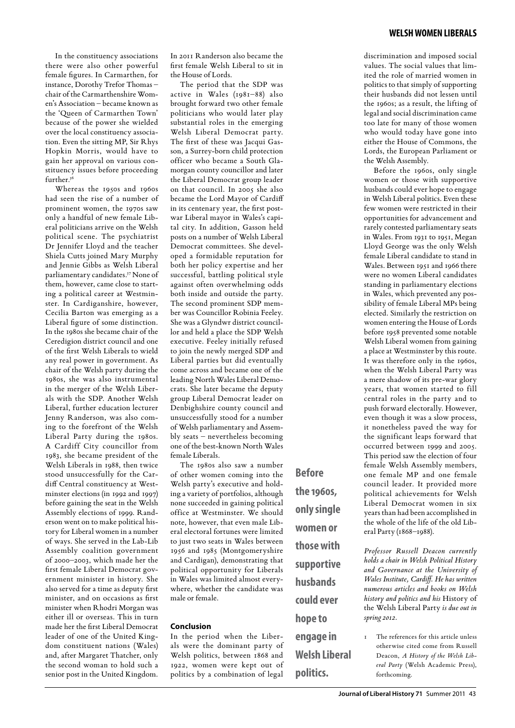In the constituency associations there were also other powerful female figures. In Carmarthen, for instance, Dorothy Trefor Thomas – chair of the Carmarthenshire Women's Association – became known as the 'Queen of Carmarthen Town' because of the power she wielded over the local constituency association. Even the sitting MP, Sir Rhys Hopkin Morris, would have to gain her approval on various constituency issues before proceeding further.[36]

Whereas the 1950s and 1960s had seen the rise of a number of prominent women, the 1970s saw only a handful of new female Liberal politicians arrive on the Welsh political scene. The psychiatrist Dr Jennifer Lloyd and the teacher Shiela Cutts joined Mary Murphy and Jennie Gibbs as Welsh Liberal parliamentary candidates.[37] None of them, however, came close to starting a political career at Westminster. In Cardiganshire, however, Cecilia Barton was emerging as a Liberal figure of some distinction. In the 1980s she became chair of the Ceredigion district council and one of the first Welsh Liberals to wield any real power in government. As chair of the Welsh party during the 1980s, she was also instrumental in the merger of the Welsh Liberals with the SDP. Another Welsh Liberal, further education lecturer Jenny Randerson, was also coming to the forefront of the Welsh Liberal Party during the 1980s. A Cardiff City councillor from 1983, she became president of the Welsh Liberals in 1988, then twice stood unsuccessfully for the Cardiff Central constituency at Westminster elections (in 1992 and 1997) before gaining the seat in the Welsh Assembly elections of 1999. Randerson went on to make political history for Liberal women in a number of ways. She served in the Lab-Lib Assembly coalition government of 2000–2003, which made her the first female Liberal Democrat government minister in history. She also served for a time as deputy first minister, and on occasions as first minister when Rhodri Morgan was either ill or overseas. This in turn made her the first Liberal Democrat leader of one of the United Kingdom constituent nations (Wales) and, after Margaret Thatcher, only the second woman to hold such a senior post in the United Kingdom. In 2011 Randerson also became the first female Welsh Liberal to sit in the House of Lords.

The period that the SDP was active in Wales (1981–88) also brought forward two other female politicians who would later play substantial roles in the emerging Welsh Liberal Democrat party. The first of these was Jacqui Gasson, a Surrey-born child protection officer who became a South Glamorgan county councillor and later the Liberal Democrat group leader on that council. In 2005 she also became the Lord Mayor of Cardiff in its centenary year, the first postwar Liberal mayor in Wales's capital city. In addition, Gasson held posts on a number of Welsh Liberal Democrat committees. She developed a formidable reputation for both her policy expertise and her successful, battling political style against often overwhelming odds both inside and outside the party. The second prominent SDP member was Councillor Robinia Feeley. She was a Glyndwr district councillor and held a place the SDP Welsh executive. Feeley initially refused to join the newly merged SDP and Liberal parties but did eventually come across and became one of the leading North Wales Liberal Democrats. She later became the deputy group Liberal Democrat leader on Denbighshire county council and unsuccessfully stood for a number of Welsh parliamentary and Assembly seats – nevertheless becoming one of the best-known North Wales female Liberals.

The 1980s also saw a number of other women coming into the Welsh party's executive and holding a variety of portfolios, although none succeeded in gaining political office at Westminster. We should note, however, that even male Liberal electoral fortunes were limited to just two seats in Wales between 1956 and 1985 (Montgomeryshire and Cardigan), demonstrating that political opportunity for Liberals in Wales was limited almost everywhere, whether the candidate was male or female.

### Conclusion

In the period when the Liberals were the dominant party of Welsh politics, between 1868 and 1922, women were kept out of politics by a combination of legal discrimination and imposed social values. The social values that limited the role of married women in politics to that simply of supporting their husbands did not lessen until the 1960s; as a result, the lifting of legal and social discrimination came too late for many of those women who would today have gone into either the House of Commons, the Lords, the European Parliament or the Welsh Assembly.

**Before the 1960s, only single women or those with supportive husbands could ever hope to engage in Welsh Liberal politics.**

Before the 1960s, only single women or those with supportive husbands could ever hope to engage in Welsh Liberal politics. Even these few women were restricted in their opportunities for advancement and rarely contested parliamentary seats in Wales. From 1931 to 1951, Megan Lloyd George was the only Welsh female Liberal candidate to stand in Wales. Between 1951 and 1966 there were no women Liberal candidates standing in parliamentary elections in Wales, which prevented any possibility of female Liberal MPs being elected. Similarly the restriction on women entering the House of Lords before 1958 prevented some notable Welsh Liberal women from gaining a place at Westminster by this route. It was therefore only in the 1960s, when the Welsh Liberal Party was a mere shadow of its pre-war glory years, that women started to fill central roles in the party and to push forward electorally. However, even though it was a slow process, it nonetheless paved the way for the significant leaps forward that occurred between 1999 and 2005. This period saw the election of four female Welsh Assembly members, one female MP and one female council leader. It provided more political achievements for Welsh Liberal Democrat women in six years than had been accomplished in the whole of the life of the old Liberal Party (1868–1988).

*Professor Russell Deacon currently holds a chair in Welsh Political History and Governance at the University of Wales Institute, Cardiff. He has written numerous articles and books on Welsh history and politics and his* History of the Welsh Liberal Party *is due out in spring 2012.*

1 The references for this article unless otherwise cited come from Russell Deacon, *A History of the Welsh Liberal Party* (Welsh Academic Press), forthcoming.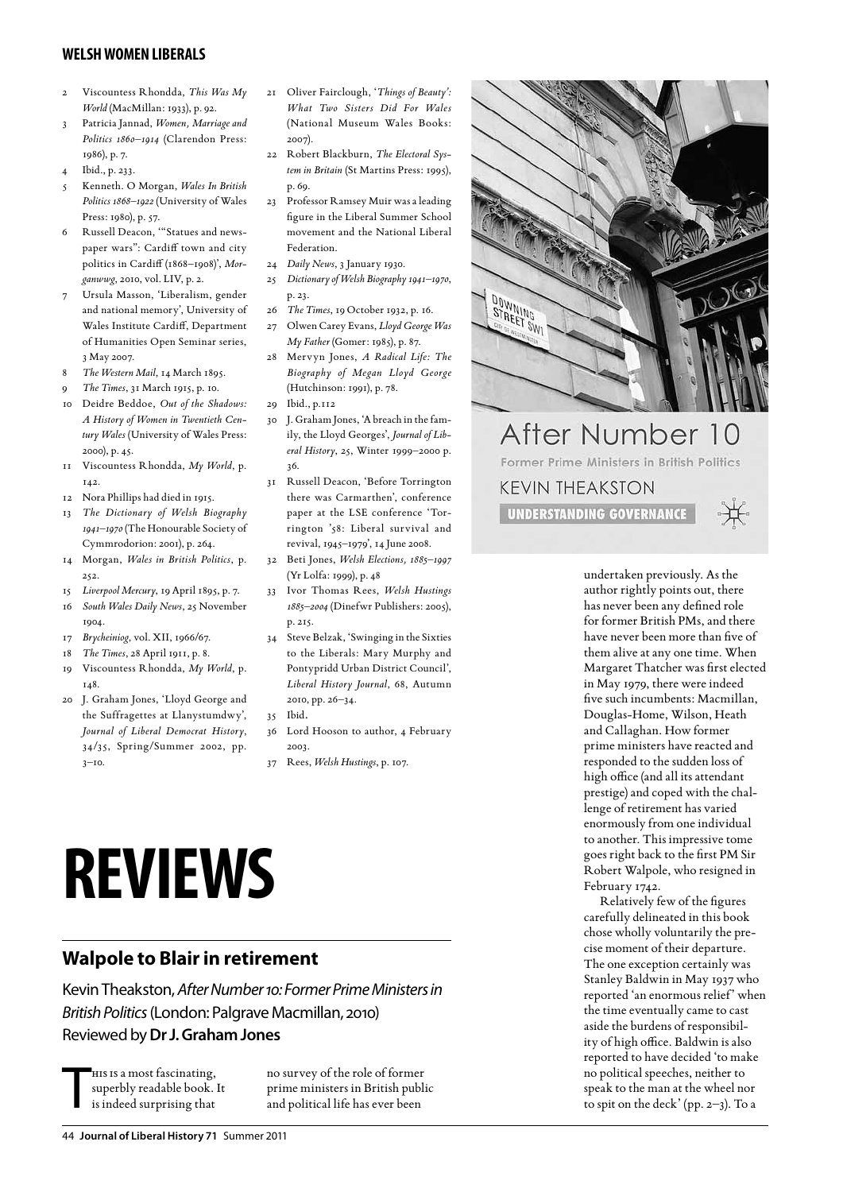2. Viscountess Rhondda, *This Was My World* (MacMillan: 1933), p. 92.
3. Patricia Jannad, *Women, Marriage and Politics 1860–1914* (Clarendon Press: 1986), p. 7.
4. Ibid., p. 233.
5. Kenneth. O Morgan, *Wales In British Politics 1868–1922* (University of Wales Press: 1980), p. 57.
6. Russell Deacon, '"Statues and newspaper wars": Cardiff town and city politics in Cardiff (1868–1908)', *Morganwwg*, 2010, vol. LIV, p. 2.
7. Ursula Masson, 'Liberalism, gender and national memory', University of Wales Institute Cardiff, Department of Humanities Open Seminar series, 3 May 2007.
8. *The Western Mail*, 14 March 1895.
9. *The Times*, 31 March 1915, p. 10.
10. Deidre Beddoe, *Out of the Shadows: A History of Women in Twentieth Century Wales* (University of Wales Press: 2000), p. 45.
11. Viscountess Rhondda, *My World*, p. 142.
12. Nora Phillips had died in 1915.
13. *The Dictionary of Welsh Biography 1941–1970* (The Honourable Society of Cymmrodorion: 2001), p. 264.
14. Morgan, *Wales in British Politics*, p. 252.
15. *Liverpool Mercury*, 19 April 1895, p. 7.
16. *South Wales Daily News*, 25 November 1904.
17. *Brycheiniog*, vol. XII, 1966/67.
18. *The Times*, 28 April 1911, p. 8.
19. Viscountess Rhondda, *My World*, p. 148.
20. J. Graham Jones, 'Lloyd George and the Suffragettes at Llanystumdwy', *Journal of Liberal Democrat History*, 34/35, Spring/Summer 2002, pp. 3–10.
21. Oliver Fairclough, '*Things of Beauty': What Two Sisters Did For Wales* (National Museum Wales Books: 2007).
22. Robert Blackburn, *The Electoral System in Britain* (St Martins Press: 1995), p. 69.
23. Professor Ramsey Muir was a leading figure in the Liberal Summer School movement and the National Liberal Federation.
24. *Daily News*, 3 January 1930.
25. *Dictionary of Welsh Biography 1941–1970*, p. 23.
26. *The Times*, 19 October 1932, p. 16.
27. Olwen Carey Evans, *Lloyd George Was My Father* (Gomer: 1985), p. 87.
28. Mervyn Jones, *A Radical Life: The Biography of Megan Lloyd George* (Hutchinson: 1991), p. 78.
29. Ibid., p.112
30. J. Graham Jones, 'A breach in the family, the Lloyd Georges', *Journal of Liberal History*, 25, Winter 1999–2000 p. 36.
31. Russell Deacon, 'Before Torrington there was Carmarthen', conference paper at the LSE conference 'Torrington '58: Liberal survival and revival, 1945–1979', 14 June 2008.
32. Beti Jones, *Welsh Elections, 1885–1997* (Yr Lolfa: 1999), p. 48
33. Ivor Thomas Rees, *Welsh Hustings 1885–2004* (Dinefwr Publishers: 2005), p. 215.
34. Steve Belzak, 'Swinging in the Sixties to the Liberals: Mary Murphy and Pontypridd Urban District Council', *Liberal History Journal*, 68, Autumn 2010, pp. 26–34.
35. Ibid.
36. Lord Hooson to author, 4 February 2003.
37. Rees, *Welsh Hustings*, p. 107.

# REVIEWS

## Walpole to Blair in retirement

Kevin Theakston, *After Number 10: Former Prime Ministers in British Politics* (London: Palgrave Macmillan, 2010)
Reviewed by **Dr J. Graham Jones**

This is a most fascinating, superbly readable book. It is indeed surprising that no survey of the role of former prime ministers in British public and political life has ever been undertaken previously. As the author rightly points out, there has never been any defined role for former British PMs, and there have never been more than five of them alive at any one time. When Margaret Thatcher was first elected in May 1979, there were indeed five such incumbents: Macmillan, Douglas-Home, Wilson, Heath and Callaghan. How former prime ministers have reacted and responded to the sudden loss of high office (and all its attendant prestige) and coped with the challenge of retirement has varied enormously from one individual to another. This impressive tome goes right back to the first PM Sir Robert Walpole, who resigned in February 1742.

Relatively few of the figures carefully delineated in this book chose wholly voluntarily the precise moment of their departure. The one exception certainly was Stanley Baldwin in May 1937 who reported 'an enormous relief' when the time eventually came to cast aside the burdens of responsibility of high office. Baldwin is also reported to have decided 'to make no political speeches, neither to speak to the man at the wheel nor to spit on the deck' (pp. 2–3). To a